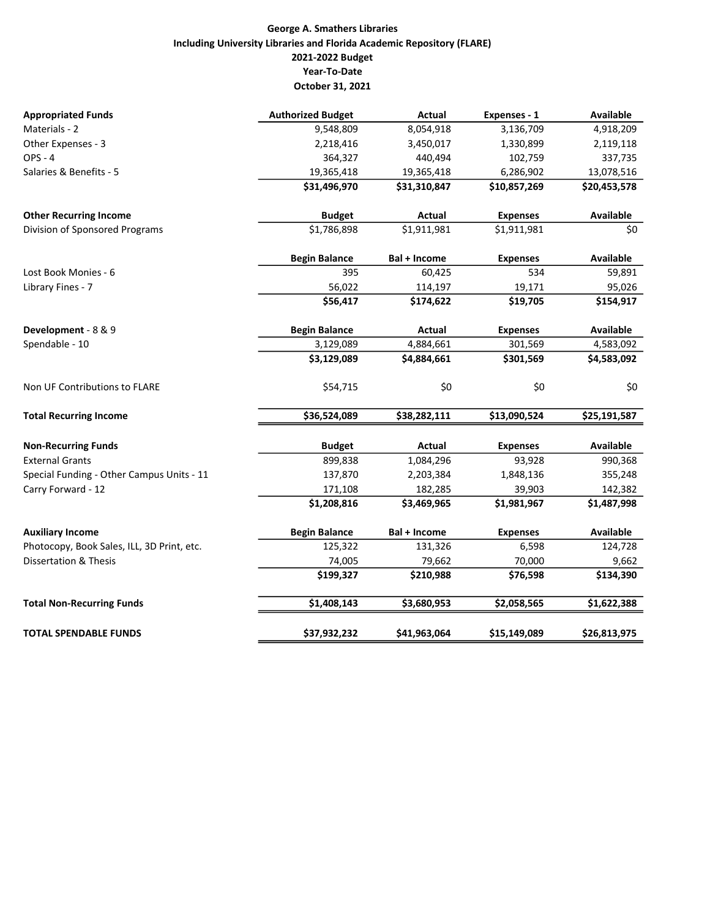**George A. Smathers Libraries**
**Including University Libraries and Florida Academic Repository (FLARE)**
**2021-2022 Budget**
**Year-To-Date**
**October 31, 2021**

| **Appropriated Funds** | **Authorized Budget** | **Actual** | **Expenses - 1** | **Available** |
|---|---|---|---|---|
| Materials - 2 | 9,548,809 | 8,054,918 | 3,136,709 | 4,918,209 |
| Other Expenses - 3 | 2,218,416 | 3,450,017 | 1,330,899 | 2,119,118 |
| OPS - 4 | 364,327 | 440,494 | 102,759 | 337,735 |
| Salaries & Benefits - 5 | 19,365,418 | 19,365,418 | 6,286,902 | 13,078,516 |
| | **$31,496,970** | **$31,310,847** | **$10,857,269** | **$20,453,578** |
| **Other Recurring Income** | **Budget** | **Actual** | **Expenses** | **Available** |
| Division of Sponsored Programs | $1,786,898 | $1,911,981 | $1,911,981 | $0 |
| | **Begin Balance** | **Bal + Income** | **Expenses** | **Available** |
| Lost Book Monies - 6 | 395 | 60,425 | 534 | 59,891 |
| Library Fines - 7 | 56,022 | 114,197 | 19,171 | 95,026 |
| | **$56,417** | **$174,622** | **$19,705** | **$154,917** |
| **Development** - 8 & 9 | **Begin Balance** | **Actual** | **Expenses** | **Available** |
| Spendable - 10 | 3,129,089 | 4,884,661 | 301,569 | 4,583,092 |
| | **$3,129,089** | **$4,884,661** | **$301,569** | **$4,583,092** |
| Non UF Contributions to FLARE | $54,715 | $0 | $0 | $0 |
| **Total Recurring Income** | **$36,524,089** | **$38,282,111** | **$13,090,524** | **$25,191,587** |
| **Non-Recurring Funds** | **Budget** | **Actual** | **Expenses** | **Available** |
| External Grants | 899,838 | 1,084,296 | 93,928 | 990,368 |
| Special Funding - Other Campus Units - 11 | 137,870 | 2,203,384 | 1,848,136 | 355,248 |
| Carry Forward - 12 | 171,108 | 182,285 | 39,903 | 142,382 |
| | **$1,208,816** | **$3,469,965** | **$1,981,967** | **$1,487,998** |
| **Auxiliary Income** | **Begin Balance** | **Bal + Income** | **Expenses** | **Available** |
| Photocopy, Book Sales, ILL, 3D Print, etc. | 125,322 | 131,326 | 6,598 | 124,728 |
| Dissertation & Thesis | 74,005 | 79,662 | 70,000 | 9,662 |
| | **$199,327** | **$210,988** | **$76,598** | **$134,390** |
| **Total Non-Recurring Funds** | **$1,408,143** | **$3,680,953** | **$2,058,565** | **$1,622,388** |
| **TOTAL SPENDABLE FUNDS** | **$37,932,232** | **$41,963,064** | **$15,149,089** | **$26,813,975** |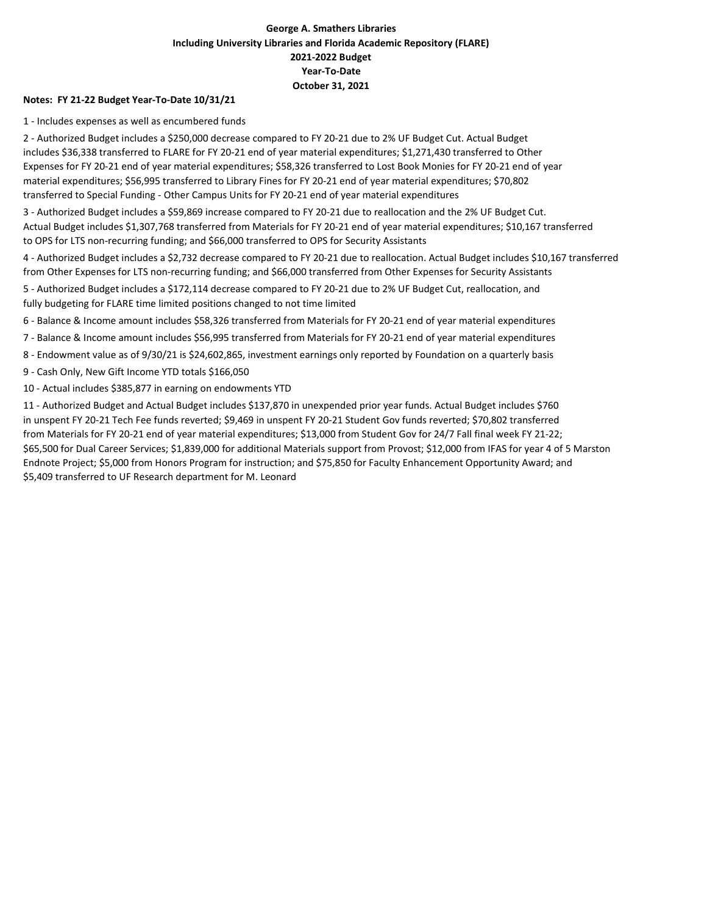**George A. Smathers Libraries**
**Including University Libraries and Florida Academic Repository (FLARE)**
**2021-2022 Budget**
**Year-To-Date**
**October 31, 2021**

**Notes: FY 21-22 Budget Year-To-Date 10/31/21**

1 - Includes expenses as well as encumbered funds

2 - Authorized Budget includes a $250,000 decrease compared to FY 20-21 due to 2% UF Budget Cut. Actual Budget includes $36,338 transferred to FLARE for FY 20-21 end of year material expenditures; $1,271,430 transferred to Other Expenses for FY 20-21 end of year material expenditures; $58,326 transferred to Lost Book Monies for FY 20-21 end of year material expenditures; $56,995 transferred to Library Fines for FY 20-21 end of year material expenditures; $70,802 transferred to Special Funding - Other Campus Units for FY 20-21 end of year material expenditures

3 - Authorized Budget includes a $59,869 increase compared to FY 20-21 due to reallocation and the 2% UF Budget Cut. Actual Budget includes $1,307,768 transferred from Materials for FY 20-21 end of year material expenditures; $10,167 transferred to OPS for LTS non-recurring funding; and $66,000 transferred to OPS for Security Assistants

4 - Authorized Budget includes a $2,732 decrease compared to FY 20-21 due to reallocation. Actual Budget includes $10,167 transferred from Other Expenses for LTS non-recurring funding; and $66,000 transferred from Other Expenses for Security Assistants

5 - Authorized Budget includes a $172,114 decrease compared to FY 20-21 due to 2% UF Budget Cut, reallocation, and fully budgeting for FLARE time limited positions changed to not time limited

6 - Balance & Income amount includes $58,326 transferred from Materials for FY 20-21 end of year material expenditures

7 - Balance & Income amount includes $56,995 transferred from Materials for FY 20-21 end of year material expenditures

8 - Endowment value as of 9/30/21 is $24,602,865, investment earnings only reported by Foundation on a quarterly basis

9 - Cash Only, New Gift Income YTD totals $166,050

10 - Actual includes $385,877 in earning on endowments YTD

11 - Authorized Budget and Actual Budget includes $137,870 in unexpended prior year funds. Actual Budget includes $760 in unspent FY 20-21 Tech Fee funds reverted; $9,469 in unspent FY 20-21 Student Gov funds reverted; $70,802 transferred from Materials for FY 20-21 end of year material expenditures; $13,000 from Student Gov for 24/7 Fall final week FY 21-22; $65,500 for Dual Career Services; $1,839,000 for additional Materials support from Provost; $12,000 from IFAS for year 4 of 5 Marston Endnote Project; $5,000 from Honors Program for instruction; and $75,850 for Faculty Enhancement Opportunity Award; and $5,409 transferred to UF Research department for M. Leonard